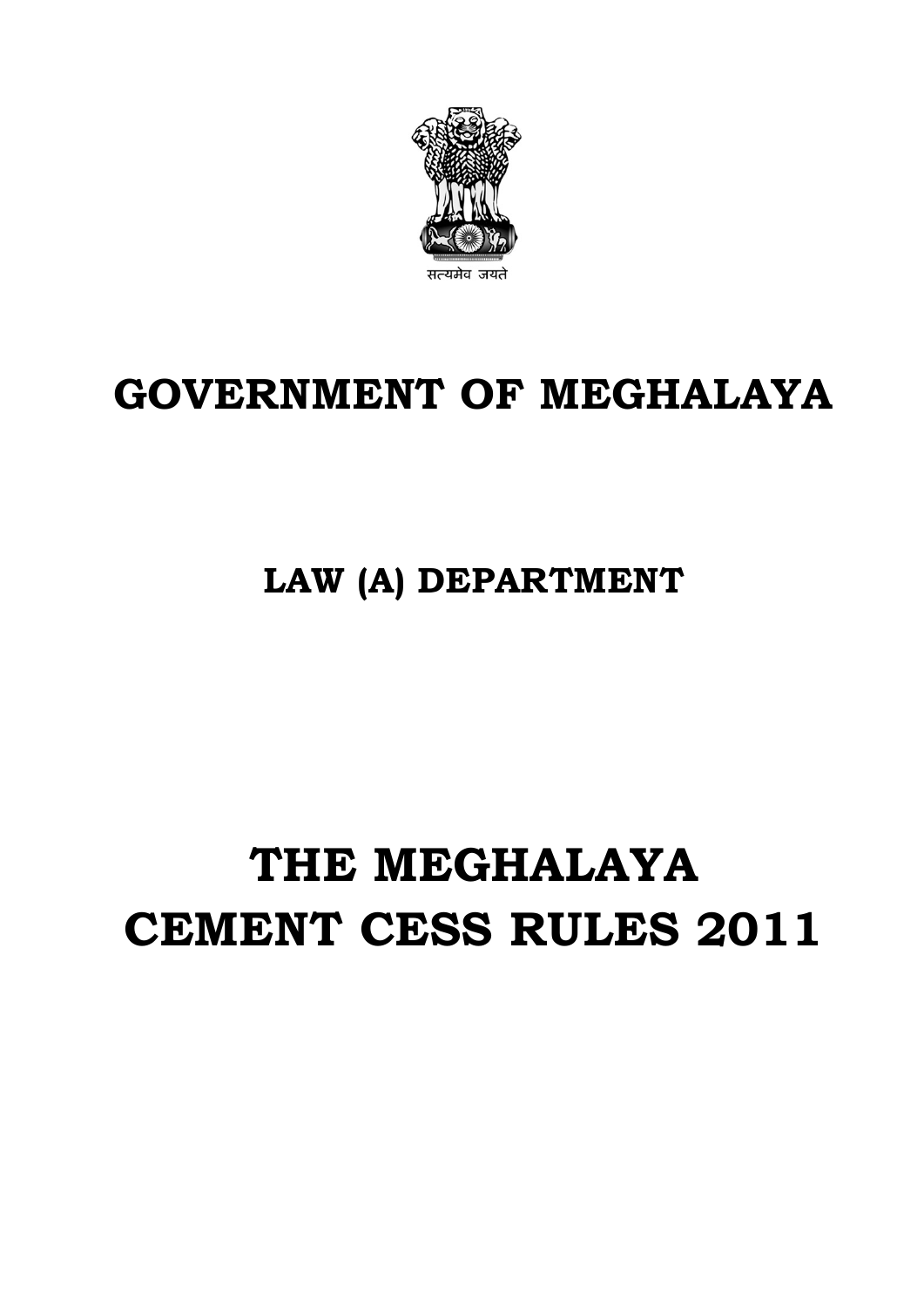सत्यमेव जयते

# GOVERNMENT OF MEGHALAYA

## LAW (A) DEPARTMENT

# THE MEGHALAYA CEMENT CESS RULES 2011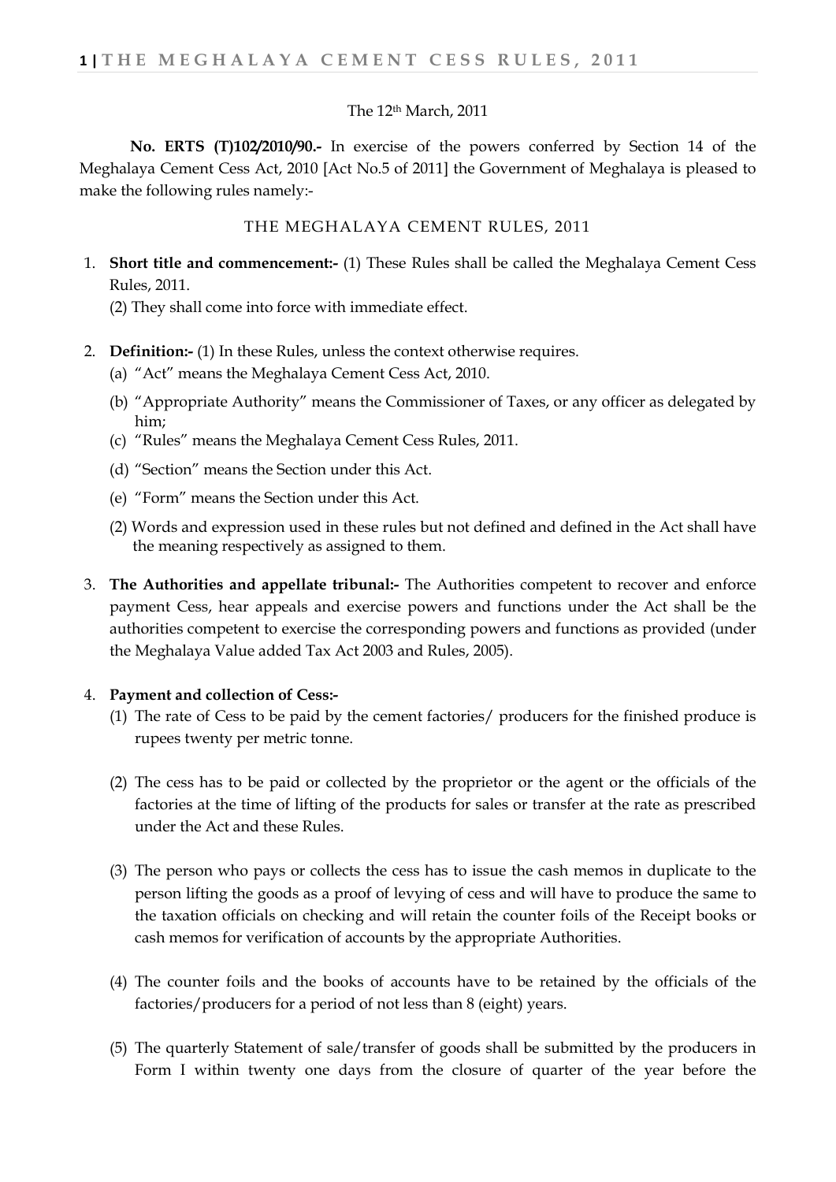The 12th March, 2011

**No. ERTS (T)102/2010/90.-** In exercise of the powers conferred by Section 14 of the Meghalaya Cement Cess Act, 2010 [Act No.5 of 2011] the Government of Meghalaya is pleased to make the following rules namely:-

THE MEGHALAYA CEMENT RULES, 2011

1. **Short title and commencement:-** (1) These Rules shall be called the Meghalaya Cement Cess Rules, 2011.

   (2) They shall come into force with immediate effect.

2. **Definition:-** (1) In these Rules, unless the context otherwise requires.
   (a) "Act" means the Meghalaya Cement Cess Act, 2010.
   (b) "Appropriate Authority" means the Commissioner of Taxes, or any officer as delegated by him;
   (c) "Rules" means the Meghalaya Cement Cess Rules, 2011.
   (d) "Section" means the Section under this Act.
   (e) "Form" means the Section under this Act.

   (2) Words and expression used in these rules but not defined and defined in the Act shall have the meaning respectively as assigned to them.

3. **The Authorities and appellate tribunal:-** The Authorities competent to recover and enforce payment Cess, hear appeals and exercise powers and functions under the Act shall be the authorities competent to exercise the corresponding powers and functions as provided (under the Meghalaya Value added Tax Act 2003 and Rules, 2005).

4. **Payment and collection of Cess:-**
   (1) The rate of Cess to be paid by the cement factories/ producers for the finished produce is rupees twenty per metric tonne.

   (2) The cess has to be paid or collected by the proprietor or the agent or the officials of the factories at the time of lifting of the products for sales or transfer at the rate as prescribed under the Act and these Rules.

   (3) The person who pays or collects the cess has to issue the cash memos in duplicate to the person lifting the goods as a proof of levying of cess and will have to produce the same to the taxation officials on checking and will retain the counter foils of the Receipt books or cash memos for verification of accounts by the appropriate Authorities.

   (4) The counter foils and the books of accounts have to be retained by the officials of the factories/producers for a period of not less than 8 (eight) years.

   (5) The quarterly Statement of sale/transfer of goods shall be submitted by the producers in Form I within twenty one days from the closure of quarter of the year before the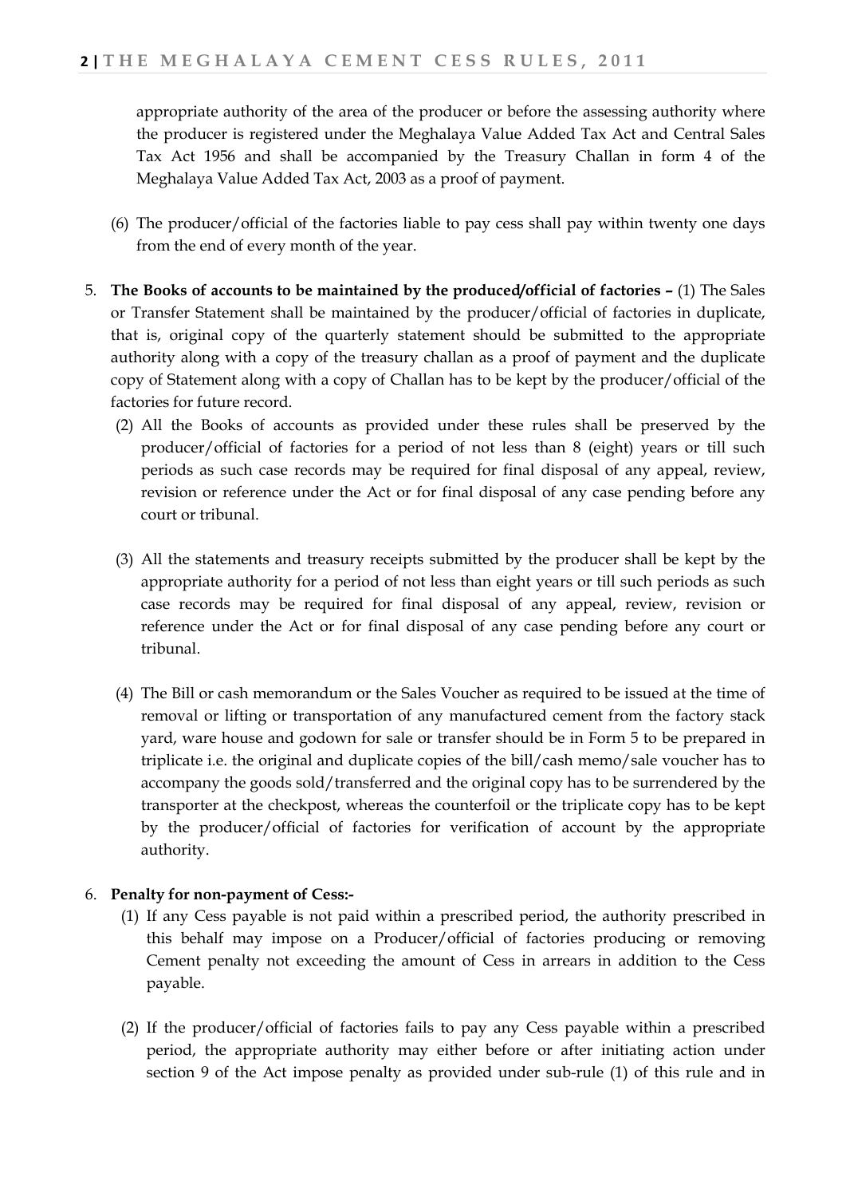appropriate authority of the area of the producer or before the assessing authority where the producer is registered under the Meghalaya Value Added Tax Act and Central Sales Tax Act 1956 and shall be accompanied by the Treasury Challan in form 4 of the Meghalaya Value Added Tax Act, 2003 as a proof of payment.

(6) The producer/official of the factories liable to pay cess shall pay within twenty one days from the end of every month of the year.

5. **The Books of accounts to be maintained by the produced/official of factories –** (1) The Sales or Transfer Statement shall be maintained by the producer/official of factories in duplicate, that is, original copy of the quarterly statement should be submitted to the appropriate authority along with a copy of the treasury challan as a proof of payment and the duplicate copy of Statement along with a copy of Challan has to be kept by the producer/official of the factories for future record.

   (2) All the Books of accounts as provided under these rules shall be preserved by the producer/official of factories for a period of not less than 8 (eight) years or till such periods as such case records may be required for final disposal of any appeal, review, revision or reference under the Act or for final disposal of any case pending before any court or tribunal.

   (3) All the statements and treasury receipts submitted by the producer shall be kept by the appropriate authority for a period of not less than eight years or till such periods as such case records may be required for final disposal of any appeal, review, revision or reference under the Act or for final disposal of any case pending before any court or tribunal.

   (4) The Bill or cash memorandum or the Sales Voucher as required to be issued at the time of removal or lifting or transportation of any manufactured cement from the factory stack yard, ware house and godown for sale or transfer should be in Form 5 to be prepared in triplicate i.e. the original and duplicate copies of the bill/cash memo/sale voucher has to accompany the goods sold/transferred and the original copy has to be surrendered by the transporter at the checkpost, whereas the counterfoil or the triplicate copy has to be kept by the producer/official of factories for verification of account by the appropriate authority.

6. **Penalty for non-payment of Cess:-**

   (1) If any Cess payable is not paid within a prescribed period, the authority prescribed in this behalf may impose on a Producer/official of factories producing or removing Cement penalty not exceeding the amount of Cess in arrears in addition to the Cess payable.

   (2) If the producer/official of factories fails to pay any Cess payable within a prescribed period, the appropriate authority may either before or after initiating action under section 9 of the Act impose penalty as provided under sub-rule (1) of this rule and in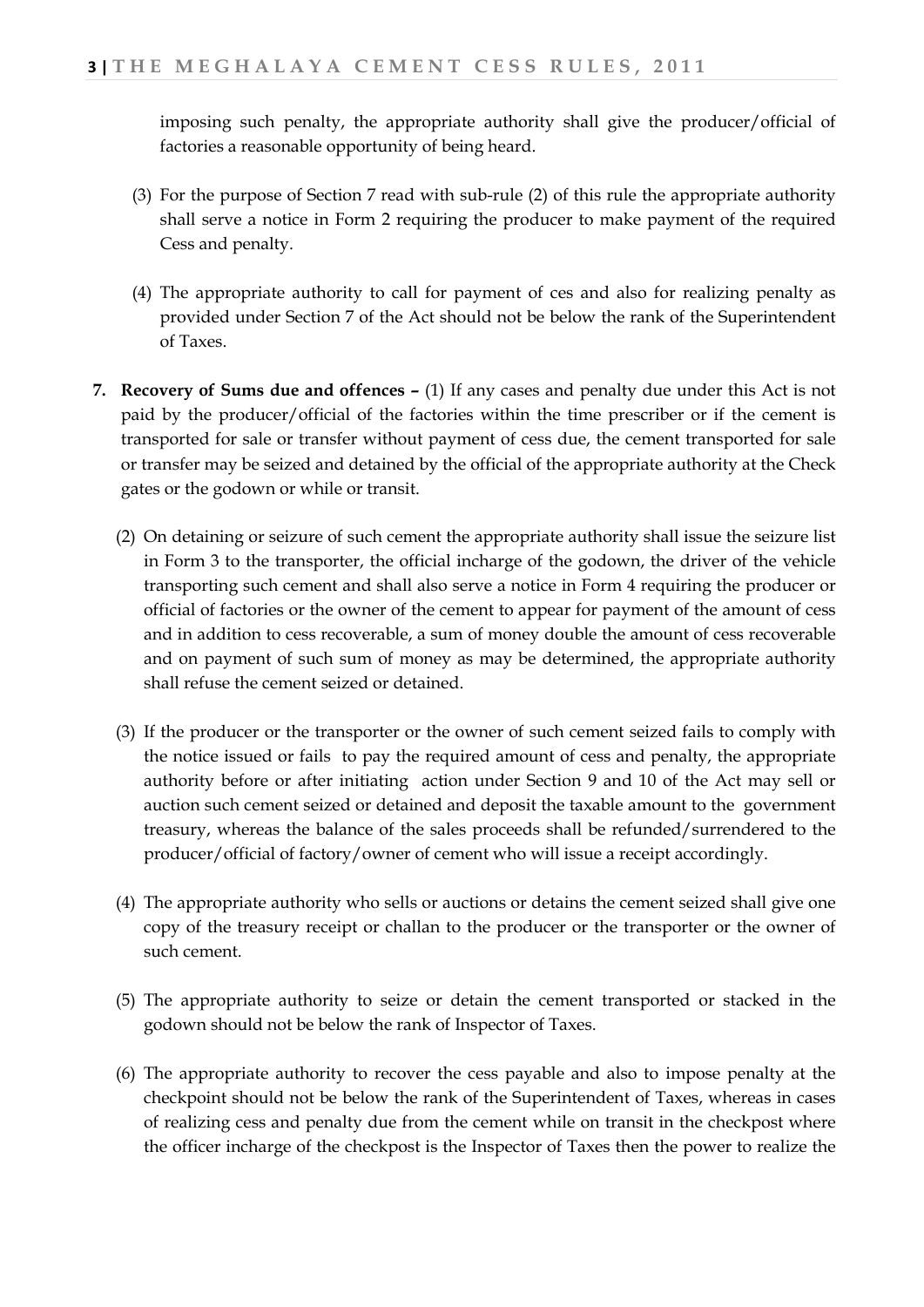imposing such penalty, the appropriate authority shall give the producer/official of factories a reasonable opportunity of being heard.

(3) For the purpose of Section 7 read with sub-rule (2) of this rule the appropriate authority shall serve a notice in Form 2 requiring the producer to make payment of the required Cess and penalty.

(4) The appropriate authority to call for payment of ces and also for realizing penalty as provided under Section 7 of the Act should not be below the rank of the Superintendent of Taxes.

**7. Recovery of Sums due and offences –** (1) If any cases and penalty due under this Act is not paid by the producer/official of the factories within the time prescriber or if the cement is transported for sale or transfer without payment of cess due, the cement transported for sale or transfer may be seized and detained by the official of the appropriate authority at the Check gates or the godown or while or transit.

(2) On detaining or seizure of such cement the appropriate authority shall issue the seizure list in Form 3 to the transporter, the official incharge of the godown, the driver of the vehicle transporting such cement and shall also serve a notice in Form 4 requiring the producer or official of factories or the owner of the cement to appear for payment of the amount of cess and in addition to cess recoverable, a sum of money double the amount of cess recoverable and on payment of such sum of money as may be determined, the appropriate authority shall refuse the cement seized or detained.

(3) If the producer or the transporter or the owner of such cement seized fails to comply with the notice issued or fails to pay the required amount of cess and penalty, the appropriate authority before or after initiating action under Section 9 and 10 of the Act may sell or auction such cement seized or detained and deposit the taxable amount to the government treasury, whereas the balance of the sales proceeds shall be refunded/surrendered to the producer/official of factory/owner of cement who will issue a receipt accordingly.

(4) The appropriate authority who sells or auctions or detains the cement seized shall give one copy of the treasury receipt or challan to the producer or the transporter or the owner of such cement.

(5) The appropriate authority to seize or detain the cement transported or stacked in the godown should not be below the rank of Inspector of Taxes.

(6) The appropriate authority to recover the cess payable and also to impose penalty at the checkpoint should not be below the rank of the Superintendent of Taxes, whereas in cases of realizing cess and penalty due from the cement while on transit in the checkpost where the officer incharge of the checkpost is the Inspector of Taxes then the power to realize the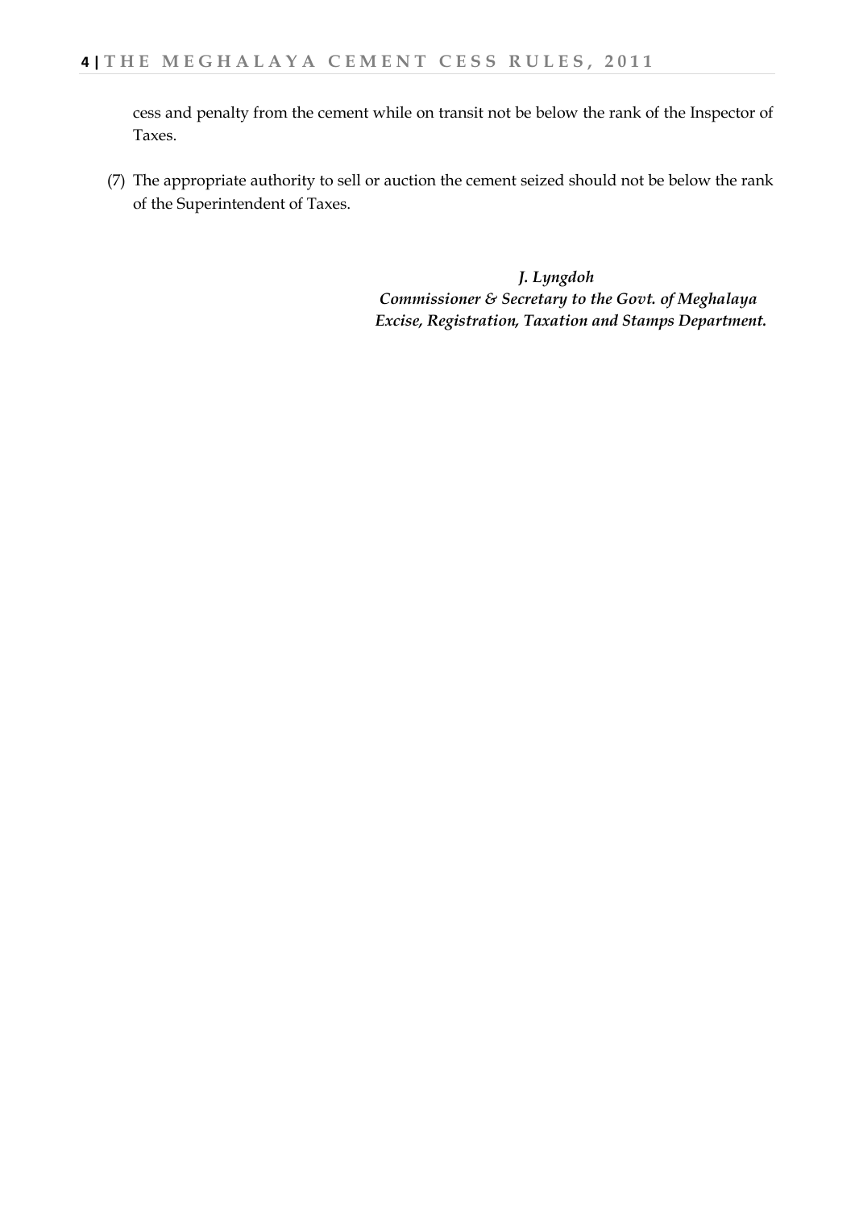cess and penalty from the cement while on transit not be below the rank of the Inspector of Taxes.

(7) The appropriate authority to sell or auction the cement seized should not be below the rank of the Superintendent of Taxes.

*J. Lyngdoh*
*Commissioner & Secretary to the Govt. of Meghalaya*
*Excise, Registration, Taxation and Stamps Department.*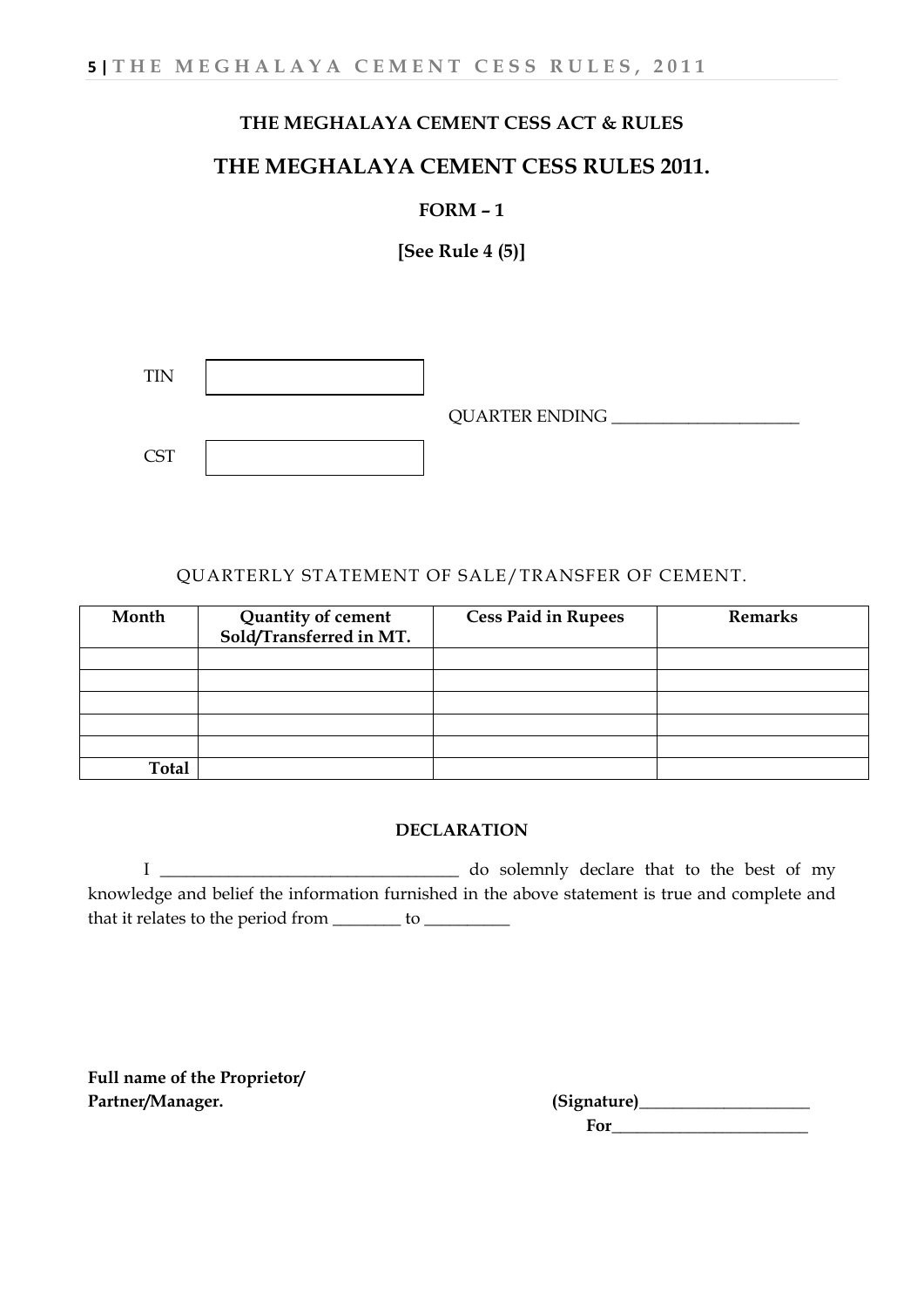**THE MEGHALAYA CEMENT CESS ACT & RULES**

## THE MEGHALAYA CEMENT CESS RULES 2011.

**FORM – 1**

**[See Rule 4 (5)]**

TIN [ ]

QUARTER ENDING ______________________

CST [ ]

QUARTERLY STATEMENT OF SALE/TRANSFER OF CEMENT.

| Month | Quantity of cement Sold/Transferred in MT. | Cess Paid in Rupees | Remarks |
|---|---|---|---|
| | | | |
| | | | |
| | | | |
| | | | |
| | | | |
| Total | | | |

**DECLARATION**

I ___________________________________ do solemnly declare that to the best of my knowledge and belief the information furnished in the above statement is true and complete and that it relates to the period from ________ to __________

**Full name of the Proprietor/ Partner/Manager.**

**(Signature)**____________________

**For**________________________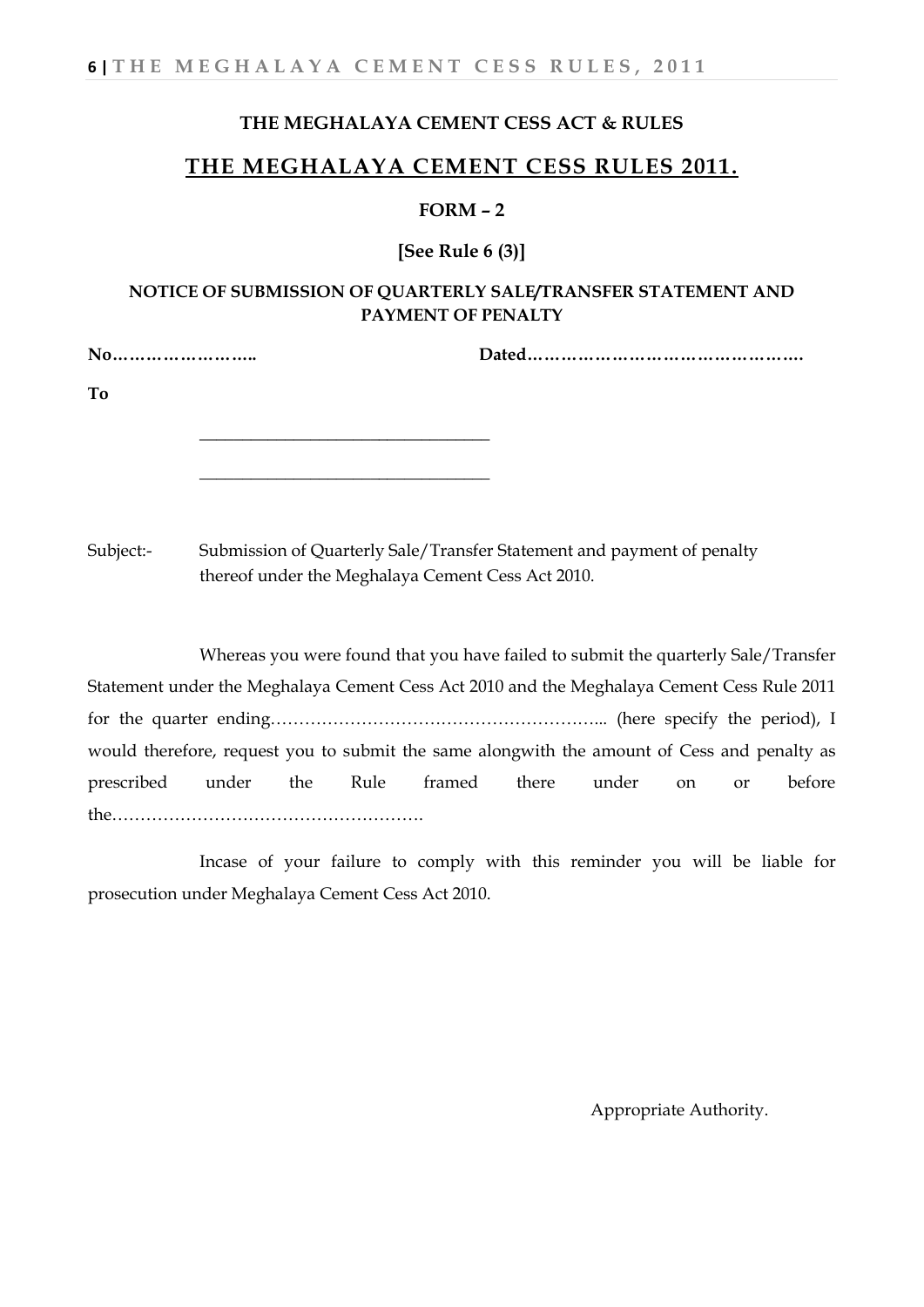**THE MEGHALAYA CEMENT CESS ACT & RULES**

## THE MEGHALAYA CEMENT CESS RULES 2011.

**FORM – 2**

**[See Rule 6 (3)]**

**NOTICE OF SUBMISSION OF QUARTERLY SALE/TRANSFER STATEMENT AND PAYMENT OF PENALTY**

**No……………………..** **Dated………………………………………….**

**To**

\_\_\_\_\_\_\_\_\_\_\_\_\_\_\_\_\_\_\_\_\_\_\_\_\_\_\_\_\_\_\_\_\_\_

\_\_\_\_\_\_\_\_\_\_\_\_\_\_\_\_\_\_\_\_\_\_\_\_\_\_\_\_\_\_\_\_\_\_

Subject:- Submission of Quarterly Sale/Transfer Statement and payment of penalty thereof under the Meghalaya Cement Cess Act 2010.

Whereas you were found that you have failed to submit the quarterly Sale/Transfer Statement under the Meghalaya Cement Cess Act 2010 and the Meghalaya Cement Cess Rule 2011 for the quarter ending………………………………………………….. (here specify the period), I would therefore, request you to submit the same alongwith the amount of Cess and penalty as prescribed under the Rule framed there under on or before the……………………………………………….

Incase of your failure to comply with this reminder you will be liable for prosecution under Meghalaya Cement Cess Act 2010.

Appropriate Authority.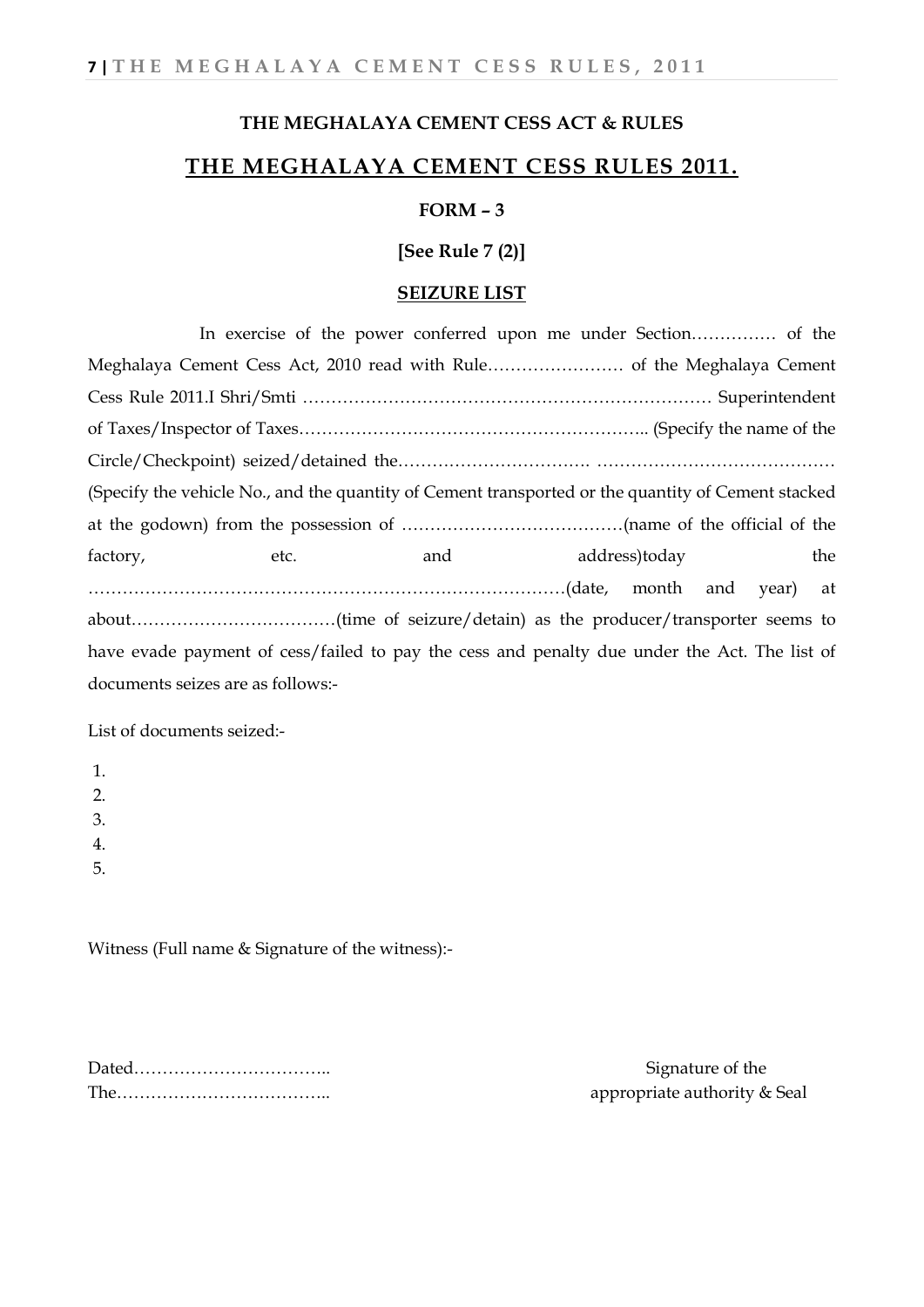**THE MEGHALAYA CEMENT CESS ACT & RULES**

## THE MEGHALAYA CEMENT CESS RULES 2011.

**FORM – 3**

**[See Rule 7 (2)]**

**SEIZURE LIST**

In exercise of the power conferred upon me under Section…………… of the Meghalaya Cement Cess Act, 2010 read with Rule…………………… of the Meghalaya Cement Cess Rule 2011.I Shri/Smti ……………………………………………………………… Superintendent of Taxes/Inspector of Taxes…………………………………………………….. (Specify the name of the Circle/Checkpoint) seized/detained the……………………………. …………………………………… (Specify the vehicle No., and the quantity of Cement transported or the quantity of Cement stacked at the godown) from the possession of …………………………………(name of the official of the factory, etc. and address)today the ……………………………………………………………………….(date, month and year) at about………………………………(time of seizure/detain) as the producer/transporter seems to have evade payment of cess/failed to pay the cess and penalty due under the Act. The list of documents seizes are as follows:-

List of documents seized:-

1.
2.
3.
4.
5.

Witness (Full name & Signature of the witness):-

Dated……………………………..
The………………………………..

Signature of the
appropriate authority & Seal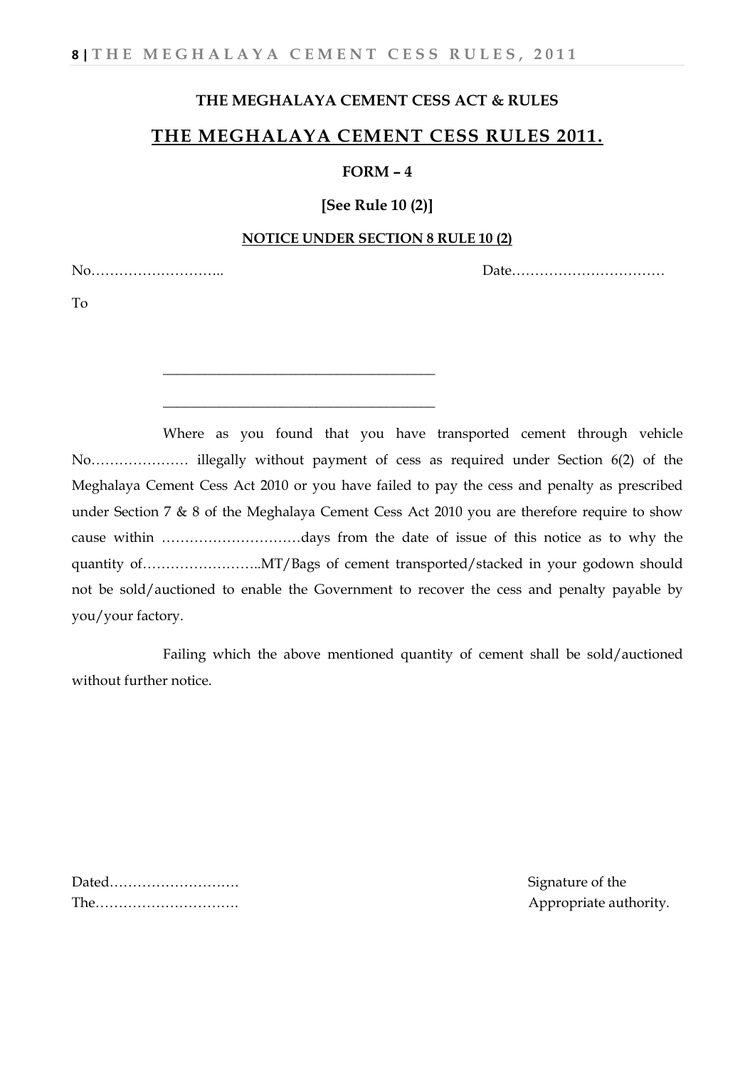**THE MEGHALAYA CEMENT CESS ACT & RULES**

## THE MEGHALAYA CEMENT CESS RULES 2011.

**FORM – 4**

**[See Rule 10 (2)]**

**NOTICE UNDER SECTION 8 RULE 10 (2)**

No……………………….. Date……………………………

To

_____________________________________

_____________________________________

Where as you found that you have transported cement through vehicle No………………… illegally without payment of cess as required under Section 6(2) of the Meghalaya Cement Cess Act 2010 or you have failed to pay the cess and penalty as prescribed under Section 7 & 8 of the Meghalaya Cement Cess Act 2010 you are therefore require to show cause within …………………………days from the date of issue of this notice as to why the quantity of……………………..MT/Bags of cement transported/stacked in your godown should not be sold/auctioned to enable the Government to recover the cess and penalty payable by you/your factory.

Failing which the above mentioned quantity of cement shall be sold/auctioned without further notice.

Dated……………………… Signature of the
The………………………… Appropriate authority.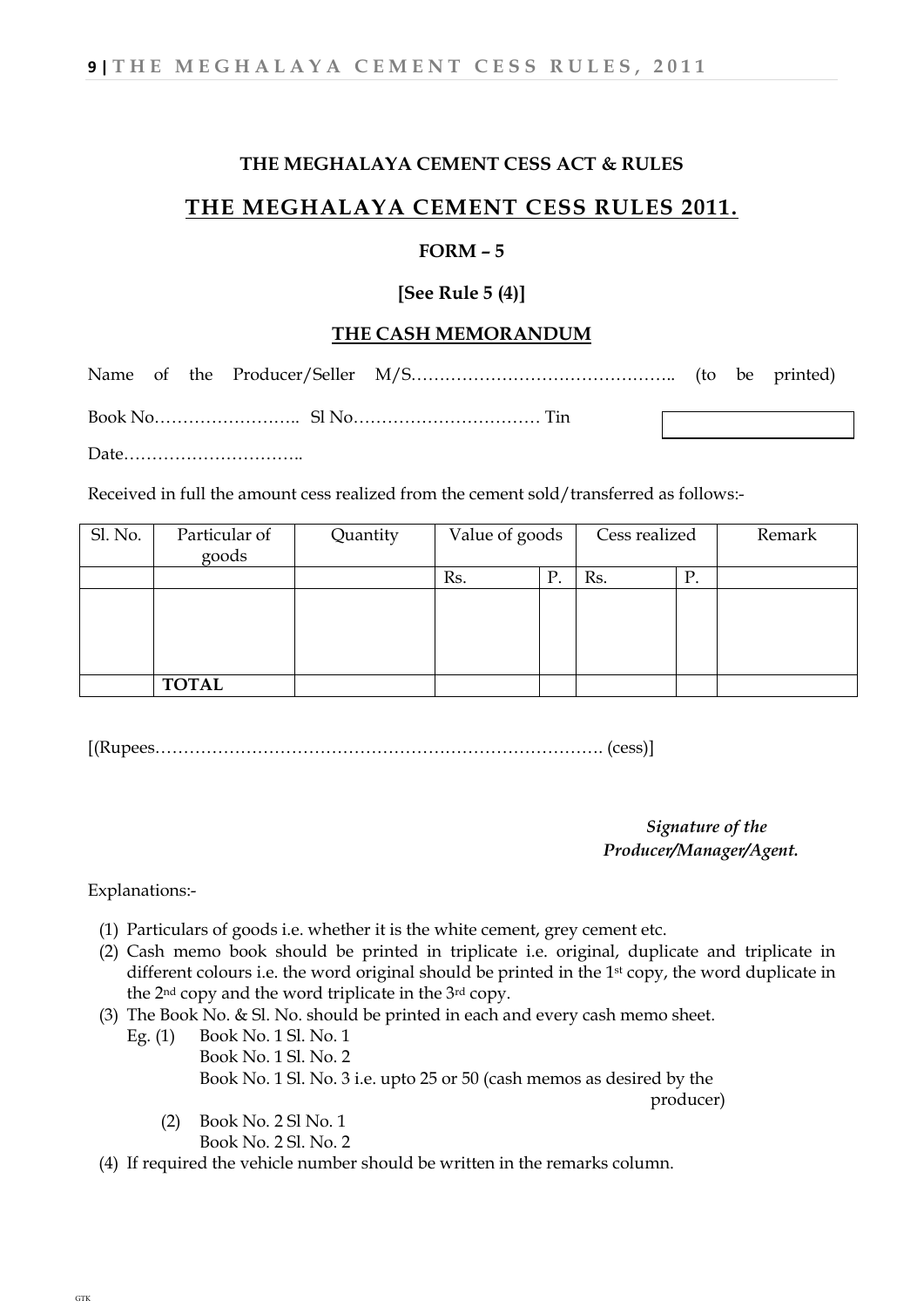**THE MEGHALAYA CEMENT CESS ACT & RULES**

# THE MEGHALAYA CEMENT CESS RULES 2011.

**FORM – 5**

**[See Rule 5 (4)]**

**THE CASH MEMORANDUM**

Name of the Producer/Seller M/S……………………………………….. (to be printed)

Book No…………………….. Sl No…………………………… Tin

Date…………………………..

Received in full the amount cess realized from the cement sold/transferred as follows:-

| Sl. No. | Particular of goods | Quantity | Value of goods | | Cess realized | | Remark |
|---|---|---|---|---|---|---|---|
| | | | Rs. | P. | Rs. | P. | |
| | | | | | | | |
| | **TOTAL** | | | | | | |

[(Rupees………………………………………………………………………. (cess)]

*Signature of the Producer/Manager/Agent.*

Explanations:-

(1) Particulars of goods i.e. whether it is the white cement, grey cement etc.

(2) Cash memo book should be printed in triplicate i.e. original, duplicate and triplicate in different colours i.e. the word original should be printed in the 1st copy, the word duplicate in the 2nd copy and the word triplicate in the 3rd copy.

(3) The Book No. & Sl. No. should be printed in each and every cash memo sheet.

Eg. (1) Book No. 1 Sl. No. 1
Book No. 1 Sl. No. 2
Book No. 1 Sl. No. 3 i.e. upto 25 or 50 (cash memos as desired by the producer)

(2) Book No. 2 Sl No. 1
Book No. 2 Sl. No. 2

(4) If required the vehicle number should be written in the remarks column.